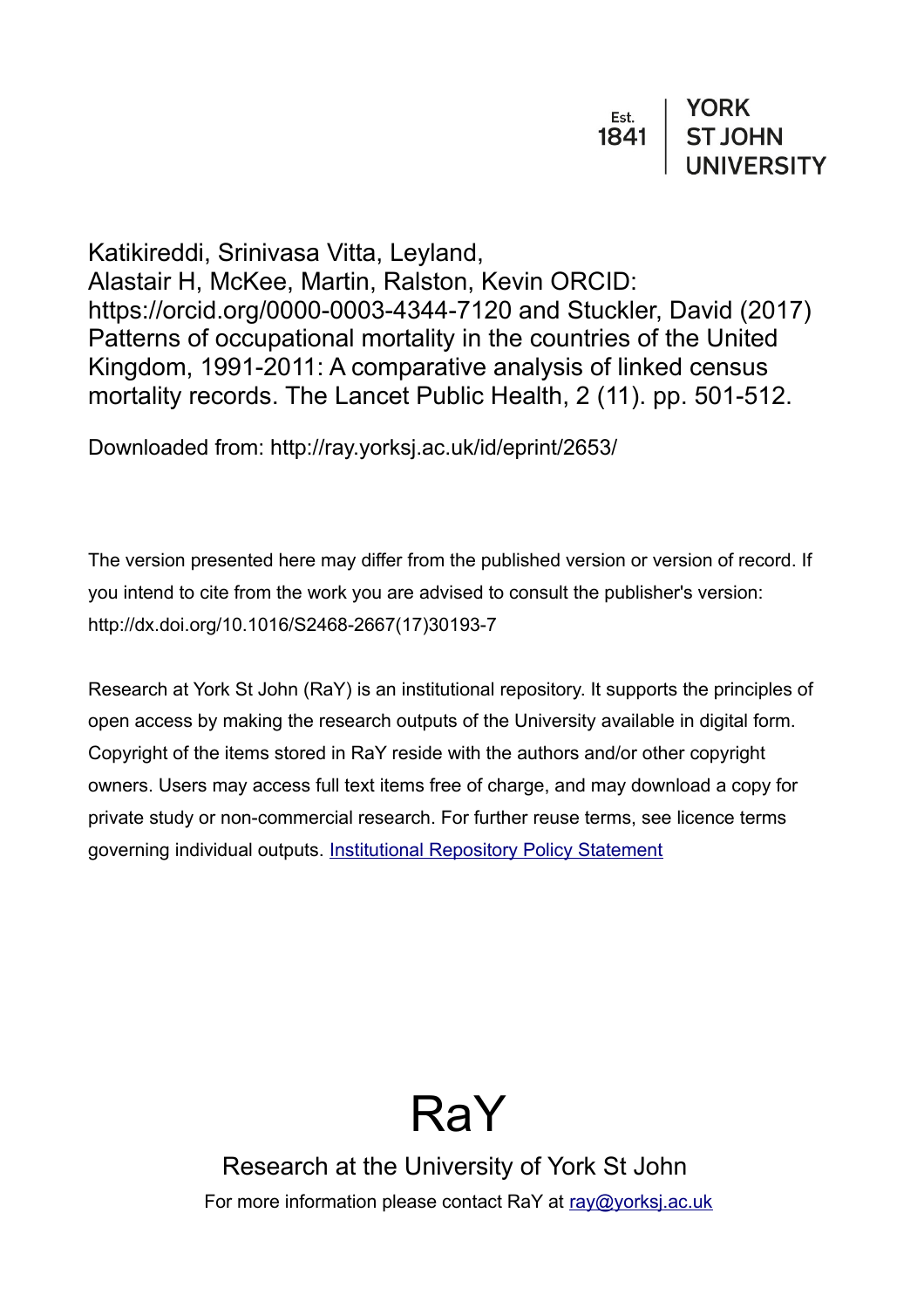Est. 1841 | YORK ST JOHN UNIVERSITY

Katikireddi, Srinivasa Vitta, Leyland, Alastair H, McKee, Martin, Ralston, Kevin ORCID: https://orcid.org/0000-0003-4344-7120 and Stuckler, David (2017) Patterns of occupational mortality in the countries of the United Kingdom, 1991-2011: A comparative analysis of linked census mortality records. The Lancet Public Health, 2 (11). pp. 501-512.

Downloaded from: http://ray.yorksj.ac.uk/id/eprint/2653/

The version presented here may differ from the published version or version of record. If you intend to cite from the work you are advised to consult the publisher's version: http://dx.doi.org/10.1016/S2468-2667(17)30193-7

Research at York St John (RaY) is an institutional repository. It supports the principles of open access by making the research outputs of the University available in digital form. Copyright of the items stored in RaY reside with the authors and/or other copyright owners. Users may access full text items free of charge, and may download a copy for private study or non-commercial research. For further reuse terms, see licence terms governing individual outputs. [Institutional Repository Policy Statement](http://ray.yorksj.ac.uk)

# RaY

Research at the University of York St John

For more information please contact RaY at ray@yorksj.ac.uk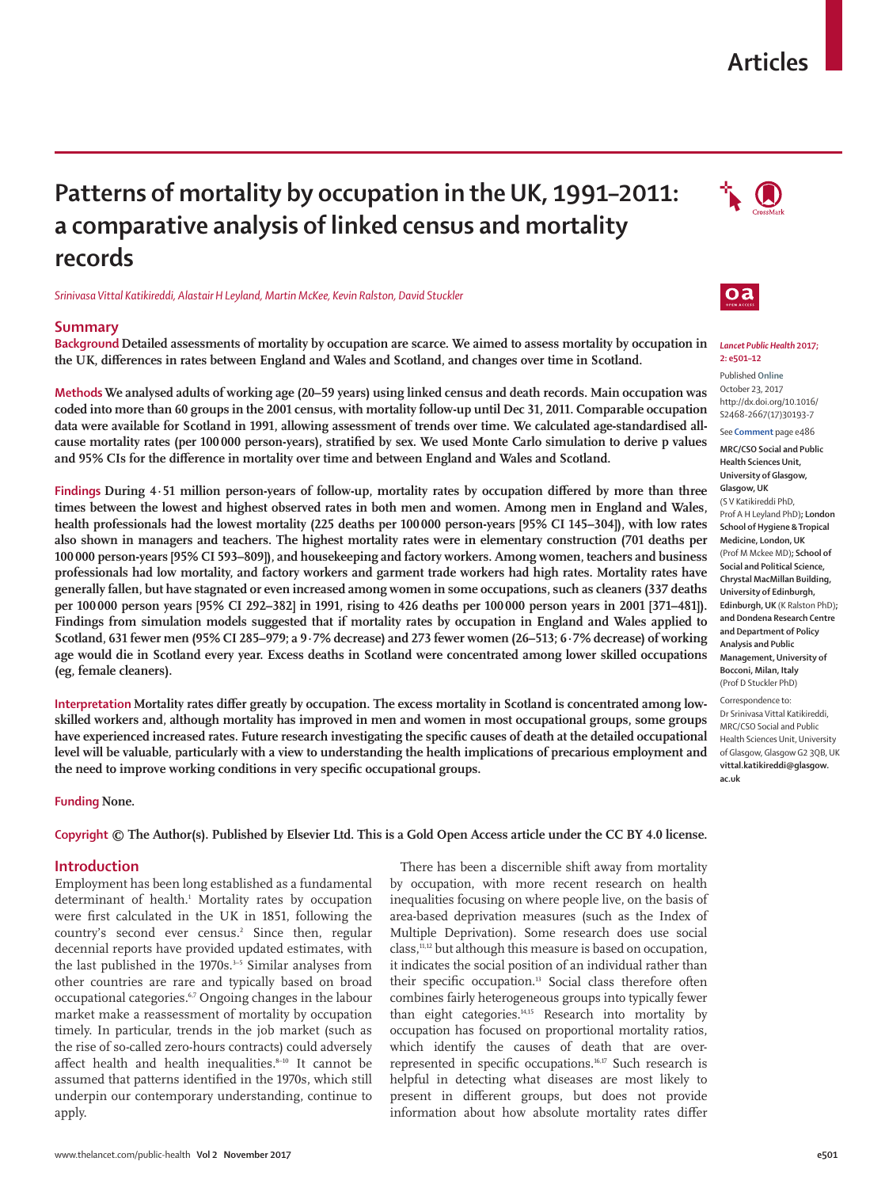# Patterns of mortality by occupation in the UK, 1991–2011: a comparative analysis of linked census and mortality records

*Srinivasa Vittal Katikireddi, Alastair H Leyland, Martin McKee, Kevin Ralston, David Stuckler*

## Summary

**Background** Detailed assessments of mortality by occupation are scarce. We aimed to assess mortality by occupation in the UK, differences in rates between England and Wales and Scotland, and changes over time in Scotland.

**Methods** We analysed adults of working age (20–59 years) using linked census and death records. Main occupation was coded into more than 60 groups in the 2001 census, with mortality follow-up until Dec 31, 2011. Comparable occupation data were available for Scotland in 1991, allowing assessment of trends over time. We calculated age-standardised all-cause mortality rates (per 100 000 person-years), stratified by sex. We used Monte Carlo simulation to derive p values and 95% CIs for the difference in mortality over time and between England and Wales and Scotland.

**Findings** During 4·51 million person-years of follow-up, mortality rates by occupation differed by more than three times between the lowest and highest observed rates in both men and women. Among men in England and Wales, health professionals had the lowest mortality (225 deaths per 100 000 person-years [95% CI 145–304]), with low rates also shown in managers and teachers. The highest mortality rates were in elementary construction (701 deaths per 100 000 person-years [95% CI 593–809]), and housekeeping and factory workers. Among women, teachers and business professionals had low mortality, and factory workers and garment trade workers had high rates. Mortality rates have generally fallen, but have stagnated or even increased among women in some occupations, such as cleaners (337 deaths per 100 000 person years [95% CI 292–382] in 1991, rising to 426 deaths per 100 000 person years in 2001 [371–481]). Findings from simulation models suggested that if mortality rates by occupation in England and Wales applied to Scotland, 631 fewer men (95% CI 285–979; a 9·7% decrease) and 273 fewer women (26–513; 6·7% decrease) of working age would die in Scotland every year. Excess deaths in Scotland were concentrated among lower skilled occupations (eg, female cleaners).

**Interpretation** Mortality rates differ greatly by occupation. The excess mortality in Scotland is concentrated among low-skilled workers and, although mortality has improved in men and women in most occupational groups, some groups have experienced increased rates. Future research investigating the specific causes of death at the detailed occupational level will be valuable, particularly with a view to understanding the health implications of precarious employment and the need to improve working conditions in very specific occupational groups.

**Funding** None.

**Copyright** © The Author(s). Published by Elsevier Ltd. This is a Gold Open Access article under the CC BY 4.0 license.

*Lancet Public Health* 2017; 2: e501–12

Published **Online** October 23, 2017 http://dx.doi.org/10.1016/S2468-2667(17)30193-7

See **Comment** page e486

**MRC/CSO Social and Public Health Sciences Unit, University of Glasgow, Glasgow, UK** (S V Katikireddi PhD, Prof A H Leyland PhD); **London School of Hygiene & Tropical Medicine, London, UK** (Prof M Mckee MD); **School of Social and Political Science, Chrystal MacMillan Building, University of Edinburgh, Edinburgh, UK** (K Ralston PhD); **and Dondena Research Centre and Department of Policy Analysis and Public Management, University of Bocconi, Milan, Italy** (Prof D Stuckler PhD)

Correspondence to: Dr Srinivasa Vittal Katikireddi, MRC/CSO Social and Public Health Sciences Unit, University of Glasgow, Glasgow G2 3QB, UK **vittal.katikireddi@glasgow.ac.uk**

## Introduction

Employment has been long established as a fundamental determinant of health.[1] Mortality rates by occupation were first calculated in the UK in 1851, following the country's second ever census.[2] Since then, regular decennial reports have provided updated estimates, with the last published in the 1970s.[3–5] Similar analyses from other countries are rare and typically based on broad occupational categories.[6,7] Ongoing changes in the labour market make a reassessment of mortality by occupation timely. In particular, trends in the job market (such as the rise of so-called zero-hours contracts) could adversely affect health and health inequalities.[8–10] It cannot be assumed that patterns identified in the 1970s, which still underpin our contemporary understanding, continue to apply.

There has been a discernible shift away from mortality by occupation, with more recent research on health inequalities focusing on where people live, on the basis of area-based deprivation measures (such as the Index of Multiple Deprivation). Some research does use social class,[11,12] but although this measure is based on occupation, it indicates the social position of an individual rather than their specific occupation.[13] Social class therefore often combines fairly heterogeneous groups into typically fewer than eight categories.[14,15] Research into mortality by occupation has focused on proportional mortality ratios, which identify the causes of death that are over-represented in specific occupations.[16,17] Such research is helpful in detecting what diseases are most likely to present in different groups, but does not provide information about how absolute mortality rates differ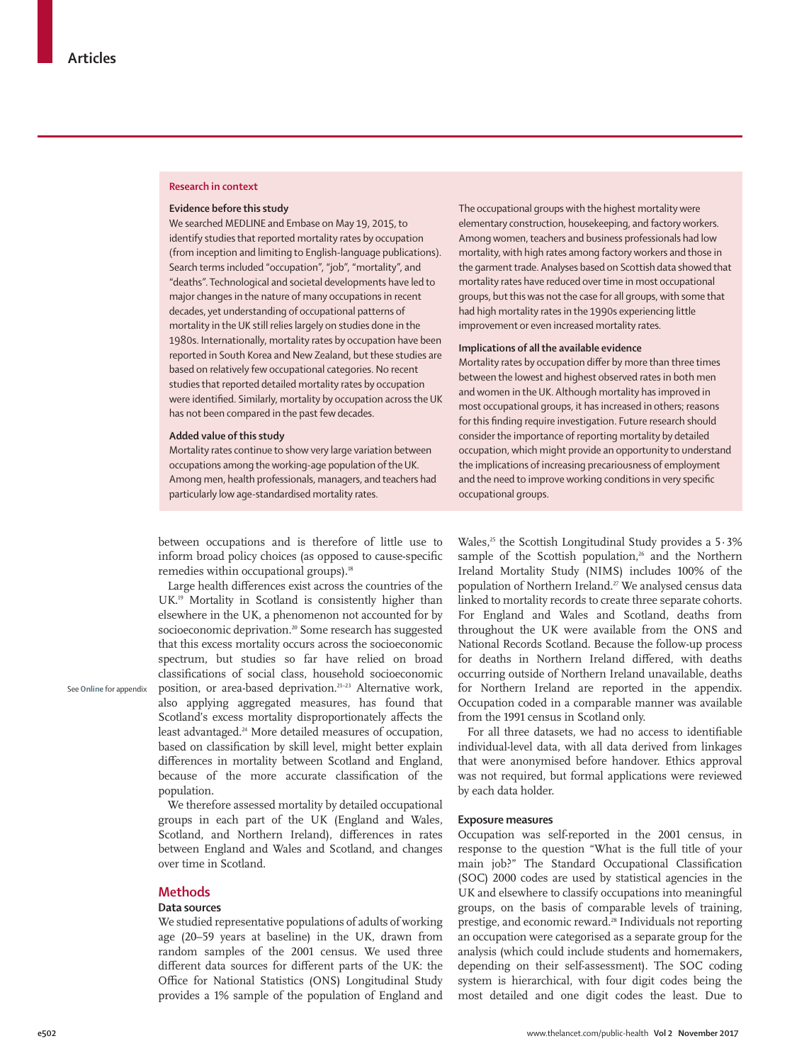## Research in context

### Evidence before this study

We searched MEDLINE and Embase on May 19, 2015, to identify studies that reported mortality rates by occupation (from inception and limiting to English-language publications). Search terms included "occupation", "job", "mortality", and "deaths". Technological and societal developments have led to major changes in the nature of many occupations in recent decades, yet understanding of occupational patterns of mortality in the UK still relies largely on studies done in the 1980s. Internationally, mortality rates by occupation have been reported in South Korea and New Zealand, but these studies are based on relatively few occupational categories. No recent studies that reported detailed mortality rates by occupation were identified. Similarly, mortality by occupation across the UK has not been compared in the past few decades.

### Added value of this study

Mortality rates continue to show very large variation between occupations among the working-age population of the UK. Among men, health professionals, managers, and teachers had particularly low age-standardised mortality rates. The occupational groups with the highest mortality were elementary construction, housekeeping, and factory workers. Among women, teachers and business professionals had low mortality, with high rates among factory workers and those in the garment trade. Analyses based on Scottish data showed that mortality rates have reduced over time in most occupational groups, but this was not the case for all groups, with some that had high mortality rates in the 1990s experiencing little improvement or even increased mortality rates.

### Implications of all the available evidence

Mortality rates by occupation differ by more than three times between the lowest and highest observed rates in both men and women in the UK. Although mortality has improved in most occupational groups, it has increased in others; reasons for this finding require investigation. Future research should consider the importance of reporting mortality by detailed occupation, which might provide an opportunity to understand the implications of increasing precariousness of employment and the need to improve working conditions in very specific occupational groups.

between occupations and is therefore of little use to inform broad policy choices (as opposed to cause-specific remedies within occupational groups).[18]

Large health differences exist across the countries of the UK.[19] Mortality in Scotland is consistently higher than elsewhere in the UK, a phenomenon not accounted for by socioeconomic deprivation.[20] Some research has suggested that this excess mortality occurs across the socioeconomic spectrum, but studies so far have relied on broad classifications of social class, household socioeconomic position, or area-based deprivation.[21–23] Alternative work, also applying aggregated measures, has found that Scotland's excess mortality disproportionately affects the least advantaged.[24] More detailed measures of occupation, based on classification by skill level, might better explain differences in mortality between Scotland and England, because of the more accurate classification of the population.

See **Online** for appendix

We therefore assessed mortality by detailed occupational groups in each part of the UK (England and Wales, Scotland, and Northern Ireland), differences in rates between England and Wales and Scotland, and changes over time in Scotland.

## Methods

### Data sources

We studied representative populations of adults of working age (20–59 years at baseline) in the UK, drawn from random samples of the 2001 census. We used three different data sources for different parts of the UK: the Office for National Statistics (ONS) Longitudinal Study provides a 1% sample of the population of England and Wales,[25] the Scottish Longitudinal Study provides a 5·3% sample of the Scottish population,[26] and the Northern Ireland Mortality Study (NIMS) includes 100% of the population of Northern Ireland.[27] We analysed census data linked to mortality records to create three separate cohorts. For England and Wales and Scotland, deaths from throughout the UK were available from the ONS and National Records Scotland. Because the follow-up process for deaths in Northern Ireland differed, with deaths occurring outside of Northern Ireland unavailable, deaths for Northern Ireland are reported in the appendix. Occupation coded in a comparable manner was available from the 1991 census in Scotland only.

For all three datasets, we had no access to identifiable individual-level data, with all data derived from linkages that were anonymised before handover. Ethics approval was not required, but formal applications were reviewed by each data holder.

### Exposure measures

Occupation was self-reported in the 2001 census, in response to the question "What is the full title of your main job?" The Standard Occupational Classification (SOC) 2000 codes are used by statistical agencies in the UK and elsewhere to classify occupations into meaningful groups, on the basis of comparable levels of training, prestige, and economic reward.[28] Individuals not reporting an occupation were categorised as a separate group for the analysis (which could include students and homemakers, depending on their self-assessment). The SOC coding system is hierarchical, with four digit codes being the most detailed and one digit codes the least. Due to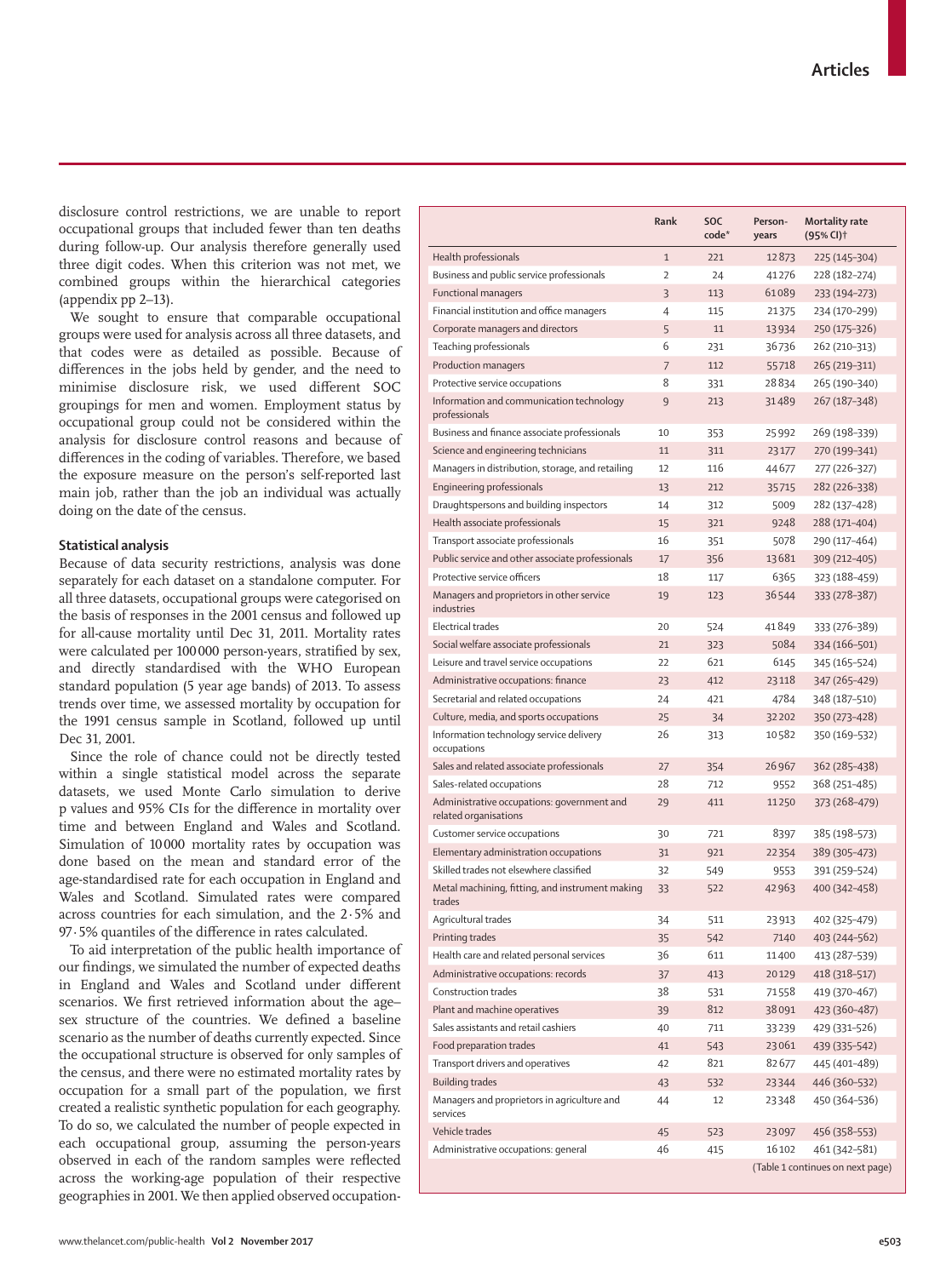disclosure control restrictions, we are unable to report occupational groups that included fewer than ten deaths during follow-up. Our analysis therefore generally used three digit codes. When this criterion was not met, we combined groups within the hierarchical categories (appendix pp 2–13).

We sought to ensure that comparable occupational groups were used for analysis across all three datasets, and that codes were as detailed as possible. Because of differences in the jobs held by gender, and the need to minimise disclosure risk, we used different SOC groupings for men and women. Employment status by occupational group could not be considered within the analysis for disclosure control reasons and because of differences in the coding of variables. Therefore, we based the exposure measure on the person's self-reported last main job, rather than the job an individual was actually doing on the date of the census.

### Statistical analysis

Because of data security restrictions, analysis was done separately for each dataset on a standalone computer. For all three datasets, occupational groups were categorised on the basis of responses in the 2001 census and followed up for all-cause mortality until Dec 31, 2011. Mortality rates were calculated per 100 000 person-years, stratified by sex, and directly standardised with the WHO European standard population (5 year age bands) of 2013. To assess trends over time, we assessed mortality by occupation for the 1991 census sample in Scotland, followed up until Dec 31, 2001.

Since the role of chance could not be directly tested within a single statistical model across the separate datasets, we used Monte Carlo simulation to derive p values and 95% CIs for the difference in mortality over time and between England and Wales and Scotland. Simulation of 10 000 mortality rates by occupation was done based on the mean and standard error of the age-standardised rate for each occupation in England and Wales and Scotland. Simulated rates were compared across countries for each simulation, and the 2·5% and 97·5% quantiles of the difference in rates calculated.

To aid interpretation of the public health importance of our findings, we simulated the number of expected deaths in England and Wales and Scotland under different scenarios. We first retrieved information about the age–sex structure of the countries. We defined a baseline scenario as the number of deaths currently expected. Since the occupational structure is observed for only samples of the census, and there were no estimated mortality rates by occupation for a small part of the population, we first created a realistic synthetic population for each geography. To do so, we calculated the number of people expected in each occupational group, assuming the person-years observed in each of the random samples were reflected across the working-age population of their respective geographies in 2001. We then applied observed occupation-

| | Rank | SOC code* | Person-years | Mortality rate (95% CI)† |
|---|---|---|---|---|
| Health professionals | 1 | 221 | 12 873 | 225 (145–304) |
| Business and public service professionals | 2 | 24 | 41 276 | 228 (182–274) |
| Functional managers | 3 | 113 | 61 089 | 233 (194–273) |
| Financial institution and office managers | 4 | 115 | 21 375 | 234 (170–299) |
| Corporate managers and directors | 5 | 11 | 13 934 | 250 (175–326) |
| Teaching professionals | 6 | 231 | 36 736 | 262 (210–313) |
| Production managers | 7 | 112 | 55 718 | 265 (219–311) |
| Protective service occupations | 8 | 331 | 28 834 | 265 (190–340) |
| Information and communication technology professionals | 9 | 213 | 31 489 | 267 (187–348) |
| Business and finance associate professionals | 10 | 353 | 25 992 | 269 (198–339) |
| Science and engineering technicians | 11 | 311 | 23 177 | 270 (199–341) |
| Managers in distribution, storage, and retailing | 12 | 116 | 44 677 | 277 (226–327) |
| Engineering professionals | 13 | 212 | 35 715 | 282 (226–338) |
| Draughtspersons and building inspectors | 14 | 312 | 5009 | 282 (137–428) |
| Health associate professionals | 15 | 321 | 9248 | 288 (171–404) |
| Transport associate professionals | 16 | 351 | 5078 | 290 (117–464) |
| Public service and other associate professionals | 17 | 356 | 13 681 | 309 (212–405) |
| Protective service officers | 18 | 117 | 6365 | 323 (188–459) |
| Managers and proprietors in other service industries | 19 | 123 | 36 544 | 333 (278–387) |
| Electrical trades | 20 | 524 | 41 849 | 333 (276–389) |
| Social welfare associate professionals | 21 | 323 | 5084 | 334 (166–501) |
| Leisure and travel service occupations | 22 | 621 | 6145 | 345 (165–524) |
| Administrative occupations: finance | 23 | 412 | 23 118 | 347 (265–429) |
| Secretarial and related occupations | 24 | 421 | 4784 | 348 (187–510) |
| Culture, media, and sports occupations | 25 | 34 | 32 202 | 350 (273–428) |
| Information technology service delivery occupations | 26 | 313 | 10 582 | 350 (169–532) |
| Sales and related associate professionals | 27 | 354 | 26 967 | 362 (285–438) |
| Sales-related occupations | 28 | 712 | 9552 | 368 (251–485) |
| Administrative occupations: government and related organisations | 29 | 411 | 11 250 | 373 (268–479) |
| Customer service occupations | 30 | 721 | 8397 | 385 (198–573) |
| Elementary administration occupations | 31 | 921 | 22 354 | 389 (305–473) |
| Skilled trades not elsewhere classified | 32 | 549 | 9553 | 391 (259–524) |
| Metal machining, fitting, and instrument making trades | 33 | 522 | 42 963 | 400 (342–458) |
| Agricultural trades | 34 | 511 | 23 913 | 402 (325–479) |
| Printing trades | 35 | 542 | 7140 | 403 (244–562) |
| Health care and related personal services | 36 | 611 | 11 400 | 413 (287–539) |
| Administrative occupations: records | 37 | 413 | 20 129 | 418 (318–517) |
| Construction trades | 38 | 531 | 71 558 | 419 (370–467) |
| Plant and machine operatives | 39 | 812 | 38 091 | 423 (360–487) |
| Sales assistants and retail cashiers | 40 | 711 | 33 239 | 429 (331–526) |
| Food preparation trades | 41 | 543 | 23 061 | 439 (335–542) |
| Transport drivers and operatives | 42 | 821 | 82 677 | 445 (401–489) |
| Building trades | 43 | 532 | 23 344 | 446 (360–532) |
| Managers and proprietors in agriculture and services | 44 | 12 | 23 348 | 450 (364–536) |
| Vehicle trades | 45 | 523 | 23 097 | 456 (358–553) |
| Administrative occupations: general | 46 | 415 | 16 102 | 461 (342–581) |

(Table 1 continues on next page)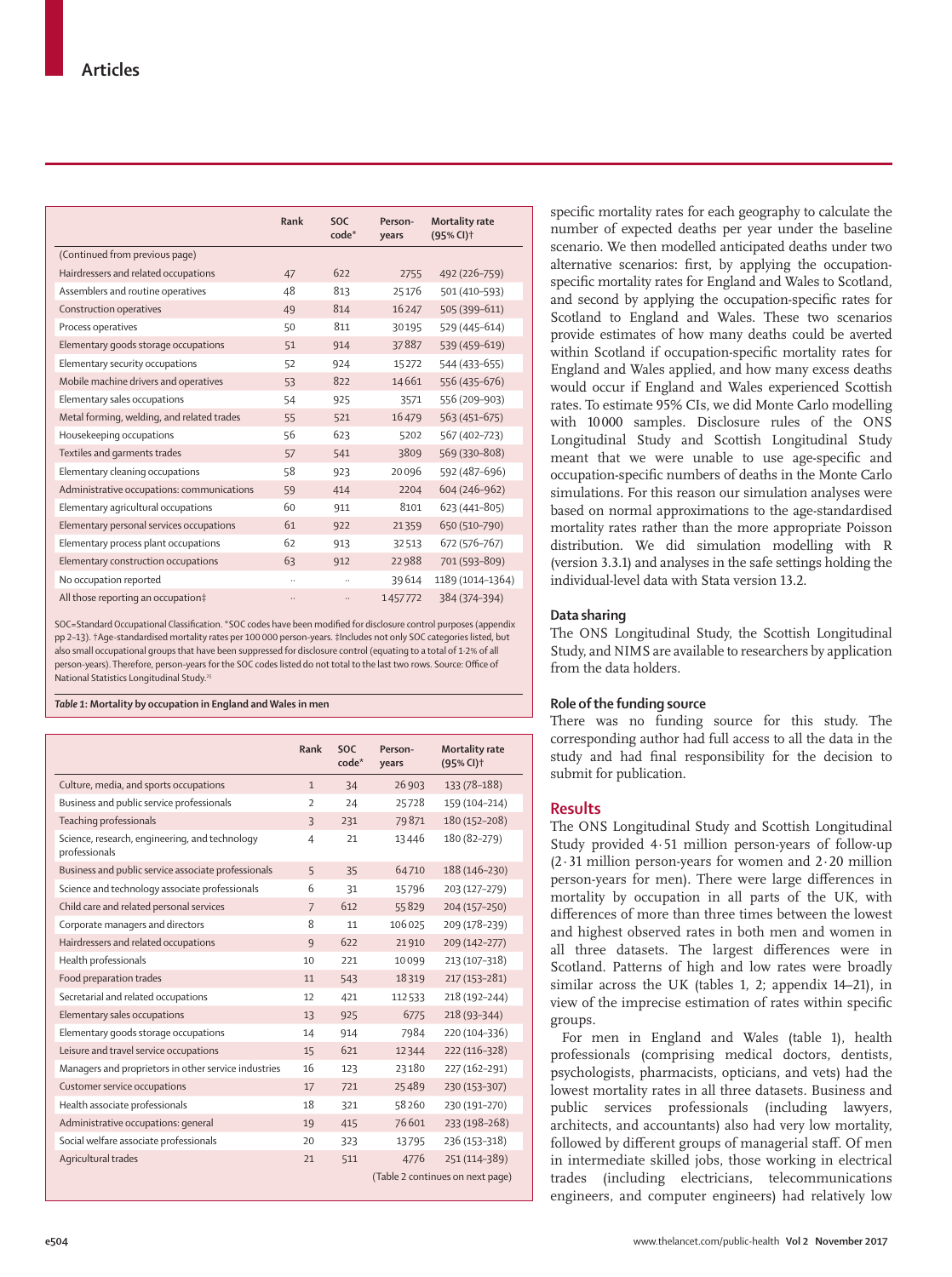| | Rank | SOC code* | Person-years | Mortality rate (95% CI)† |
|---|---|---|---|---|
| (Continued from previous page) | | | | |
| Hairdressers and related occupations | 47 | 622 | 2755 | 492 (226–759) |
| Assemblers and routine operatives | 48 | 813 | 25176 | 501 (410–593) |
| Construction operatives | 49 | 814 | 16247 | 505 (399–611) |
| Process operatives | 50 | 811 | 30195 | 529 (445–614) |
| Elementary goods storage occupations | 51 | 914 | 37887 | 539 (459–619) |
| Elementary security occupations | 52 | 924 | 15272 | 544 (433–655) |
| Mobile machine drivers and operatives | 53 | 822 | 14661 | 556 (435–676) |
| Elementary sales occupations | 54 | 925 | 3571 | 556 (209–903) |
| Metal forming, welding, and related trades | 55 | 521 | 16479 | 563 (451–675) |
| Housekeeping occupations | 56 | 623 | 5202 | 567 (402–723) |
| Textiles and garments trades | 57 | 541 | 3809 | 569 (330–808) |
| Elementary cleaning occupations | 58 | 923 | 20096 | 592 (487–696) |
| Administrative occupations: communications | 59 | 414 | 2204 | 604 (246–962) |
| Elementary agricultural occupations | 60 | 911 | 8101 | 623 (441–805) |
| Elementary personal services occupations | 61 | 922 | 21359 | 650 (510–790) |
| Elementary process plant occupations | 62 | 913 | 32513 | 672 (576–767) |
| Elementary construction occupations | 63 | 912 | 22988 | 701 (593–809) |
| No occupation reported | .. | .. | 39614 | 1189 (1014–1364) |
| All those reporting an occupation‡ | .. | .. | 1457772 | 384 (374–394) |

SOC=Standard Occupational Classification. *SOC codes have been modified for disclosure control purposes (appendix pp 2–13). †Age-standardised mortality rates per 100 000 person-years. ‡Includes not only SOC categories listed, but also small occupational groups that have been suppressed for disclosure control (equating to a total of 1·2% of all person-years). Therefore, person-years for the SOC codes listed do not total to the last two rows. Source: Office of National Statistics Longitudinal Study.[25]

*Table 1:* **Mortality by occupation in England and Wales in men**

| | Rank | SOC code* | Person-years | Mortality rate (95% CI)† |
|---|---|---|---|---|
| Culture, media, and sports occupations | 1 | 34 | 26903 | 133 (78–188) |
| Business and public service professionals | 2 | 24 | 25728 | 159 (104–214) |
| Teaching professionals | 3 | 231 | 79871 | 180 (152–208) |
| Science, research, engineering, and technology professionals | 4 | 21 | 13446 | 180 (82–279) |
| Business and public service associate professionals | 5 | 35 | 64710 | 188 (146–230) |
| Science and technology associate professionals | 6 | 31 | 15796 | 203 (127–279) |
| Child care and related personal services | 7 | 612 | 55829 | 204 (157–250) |
| Corporate managers and directors | 8 | 11 | 106025 | 209 (178–239) |
| Hairdressers and related occupations | 9 | 622 | 21910 | 209 (142–277) |
| Health professionals | 10 | 221 | 10099 | 213 (107–318) |
| Food preparation trades | 11 | 543 | 18319 | 217 (153–281) |
| Secretarial and related occupations | 12 | 421 | 112533 | 218 (192–244) |
| Elementary sales occupations | 13 | 925 | 6775 | 218 (93–344) |
| Elementary goods storage occupations | 14 | 914 | 7984 | 220 (104–336) |
| Leisure and travel service occupations | 15 | 621 | 12344 | 222 (116–328) |
| Managers and proprietors in other service industries | 16 | 123 | 23180 | 227 (162–291) |
| Customer service occupations | 17 | 721 | 25489 | 230 (153–307) |
| Health associate professionals | 18 | 321 | 58260 | 230 (191–270) |
| Administrative occupations: general | 19 | 415 | 76601 | 233 (198–268) |
| Social welfare associate professionals | 20 | 323 | 13795 | 236 (153–318) |
| Agricultural trades | 21 | 511 | 4776 | 251 (114–389) |
| | | | | (Table 2 continues on next page) |

specific mortality rates for each geography to calculate the number of expected deaths per year under the baseline scenario. We then modelled anticipated deaths under two alternative scenarios: first, by applying the occupation-specific mortality rates for England and Wales to Scotland, and second by applying the occupation-specific rates for Scotland to England and Wales. These two scenarios provide estimates of how many deaths could be averted within Scotland if occupation-specific mortality rates for England and Wales applied, and how many excess deaths would occur if England and Wales experienced Scottish rates. To estimate 95% CIs, we did Monte Carlo modelling with 10 000 samples. Disclosure rules of the ONS Longitudinal Study and Scottish Longitudinal Study meant that we were unable to use age-specific and occupation-specific numbers of deaths in the Monte Carlo simulations. For this reason our simulation analyses were based on normal approximations to the age-standardised mortality rates rather than the more appropriate Poisson distribution. We did simulation modelling with R (version 3.3.1) and analyses in the safe settings holding the individual-level data with Stata version 13.2.

### Data sharing

The ONS Longitudinal Study, the Scottish Longitudinal Study, and NIMS are available to researchers by application from the data holders.

### Role of the funding source

There was no funding source for this study. The corresponding author had full access to all the data in the study and had final responsibility for the decision to submit for publication.

## Results

The ONS Longitudinal Study and Scottish Longitudinal Study provided 4·51 million person-years of follow-up (2·31 million person-years for women and 2·20 million person-years for men). There were large differences in mortality by occupation in all parts of the UK, with differences of more than three times between the lowest and highest observed rates in both men and women in all three datasets. The largest differences were in Scotland. Patterns of high and low rates were broadly similar across the UK (tables 1, 2; appendix 14–21), in view of the imprecise estimation of rates within specific groups.

For men in England and Wales (table 1), health professionals (comprising medical doctors, dentists, psychologists, pharmacists, opticians, and vets) had the lowest mortality rates in all three datasets. Business and public services professionals (including lawyers, architects, and accountants) also had very low mortality, followed by different groups of managerial staff. Of men in intermediate skilled jobs, those working in electrical trades (including electricians, telecommunications engineers, and computer engineers) had relatively low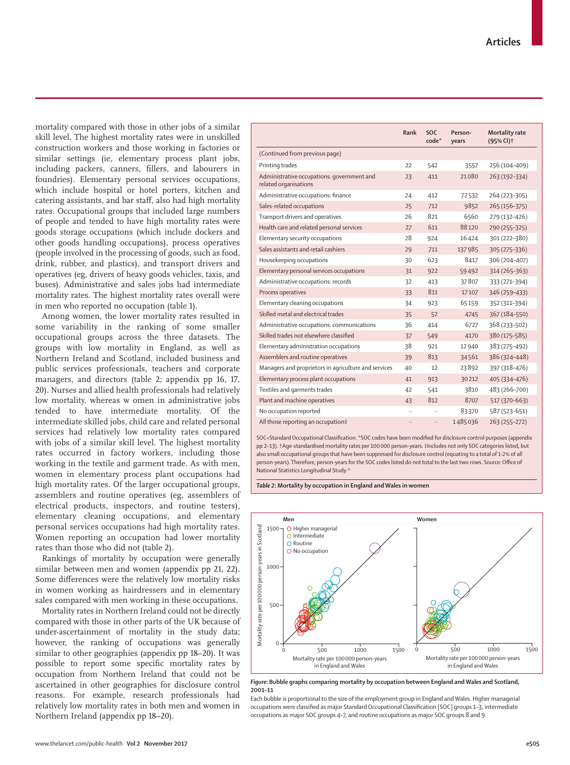mortality compared with those in other jobs of a similar skill level. The highest mortality rates were in unskilled construction workers and those working in factories or similar settings (ie, elementary process plant jobs, including packers, canners, fillers, and labourers in foundries). Elementary personal services occupations, which include hospital or hotel porters, kitchen and catering assistants, and bar staff, also had high mortality rates. Occupational groups that included large numbers of people and tended to have high mortality rates were goods storage occupations (which include dockers and other goods handling occupations), process operatives (people involved in the processing of goods, such as food, drink, rubber, and plastics), and transport drivers and operatives (eg, drivers of heavy goods vehicles, taxis, and buses). Administrative and sales jobs had intermediate mortality rates. The highest mortality rates overall were in men who reported no occupation (table 1).

Among women, the lower mortality rates resulted in some variability in the ranking of some smaller occupational groups across the three datasets. The groups with low mortality in England, as well as Northern Ireland and Scotland, included business and public services professionals, teachers and corporate managers, and directors (table 2; appendix pp 16, 17, 20). Nurses and allied health professionals had relatively low mortality, whereas w omen in administrative jobs tended to have intermediate mortality. Of the intermediate skilled jobs, child care and related personal services had relatively low mortality rates compared with jobs of a similar skill level. The highest mortality rates occurred in factory workers, including those working in the textile and garment trade. As with men, women in elementary process plant occupations had high mortality rates. Of the larger occupational groups, assemblers and routine operatives (eg, assemblers of electrical products, inspectors, and routine testers), elementary cleaning occupations, and elementary personal services occupations had high mortality rates. Women reporting an occupation had lower mortality rates than those who did not (table 2).

Rankings of mortality by occupation were generally similar between men and women (appendix pp 21, 22). Some differences were the relatively low mortality risks in women working as hairdressers and in elementary sales compared with men working in these occupations.

Mortality rates in Northern Ireland could not be directly compared with those in other parts of the UK because of under-ascertainment of mortality in the study data; however, the ranking of occupations was generally similar to other geographies (appendix pp 18–20). It was possible to report some specific mortality rates by occupation from Northern Ireland that could not be ascertained in other geographies for disclosure control reasons. For example, research professionals had relatively low mortality rates in both men and women in Northern Ireland (appendix pp 18–20).

| | Rank | SOC code* | Person-years | Mortality rate (95% CI)† |
|---|---|---|---|---|
| (Continued from previous page) | | | | |
| Printing trades | 22 | 542 | 3557 | 256 (104–409) |
| Administrative occupations: government and related organisations | 23 | 411 | 21080 | 263 (192–334) |
| Administrative occupations: finance | 24 | 412 | 72532 | 264 (223–305) |
| Sales-related occupations | 25 | 712 | 9852 | 265 (156–375) |
| Transport drivers and operatives | 26 | 821 | 6560 | 279 (132–426) |
| Health care and related personal services | 27 | 611 | 88120 | 290 (255–325) |
| Elementary security occupations | 28 | 924 | 16424 | 301 (222–380) |
| Sales assistants and retail cashiers | 29 | 711 | 137985 | 305 (275–336) |
| Housekeeping occupations | 30 | 623 | 8417 | 306 (204–407) |
| Elementary personal services occupations | 31 | 922 | 59492 | 314 (265–363) |
| Administrative occupations: records | 32 | 413 | 37807 | 333 (271–394) |
| Process operatives | 33 | 811 | 17107 | 346 (259–433) |
| Elementary cleaning occupations | 34 | 923 | 65159 | 352 (311–394) |
| Skilled metal and electrical trades | 35 | 52 | 4745 | 367 (184–550) |
| Administrative occupations: communications | 36 | 414 | 6727 | 368 (233–502) |
| Skilled trades not elsewhere classified | 37 | 549 | 4170 | 380 (175–585) |
| Elementary administration occupations | 38 | 921 | 12940 | 383 (275–492) |
| Assemblers and routine operatives | 39 | 813 | 34561 | 386 (324–448) |
| Managers and proprietors in agriculture and services | 40 | 12 | 23892 | 397 (318–476) |
| Elementary process plant occupations | 41 | 913 | 30212 | 405 (334–476) |
| Textiles and garments trades | 42 | 541 | 3810 | 483 (266–700) |
| Plant and machine operatives | 43 | 812 | 8707 | 517 (370–663) |
| No occupation reported | .. | .. | 83370 | 587 (523–651) |
| All those reporting an occupation‡ | .. | .. | 1485036 | 263 (255–272) |

SOC=Standard Occupational Classification. *SOC codes have been modified for disclosure control purposes (appendix pp 2–13). †Age-standardised mortality rates per 100 000 person-years. ‡Includes not only SOC categories listed, but also small occupational groups that have been suppressed for disclosure control (equating to a total of 1·2% of all person-years). Therefore, person-years for the SOC codes listed do not total to the last two rows. Source: Office of National Statistics Longitudinal Study.[25]

***Table 2*: Mortality by occupation in England and Wales in women**

**Figure: Bubble graphs comparing mortality by occupation between England and Wales and Scotland, 2001–11**

Each bubble is proportional to the size of the employment group in England and Wales. Higher managerial occupations were classified as major Standard Occupational Classification [SOC] groups 1–3, intermediate occupations as major SOC groups 4–7, and routine occupations as major SOC groups 8 and 9.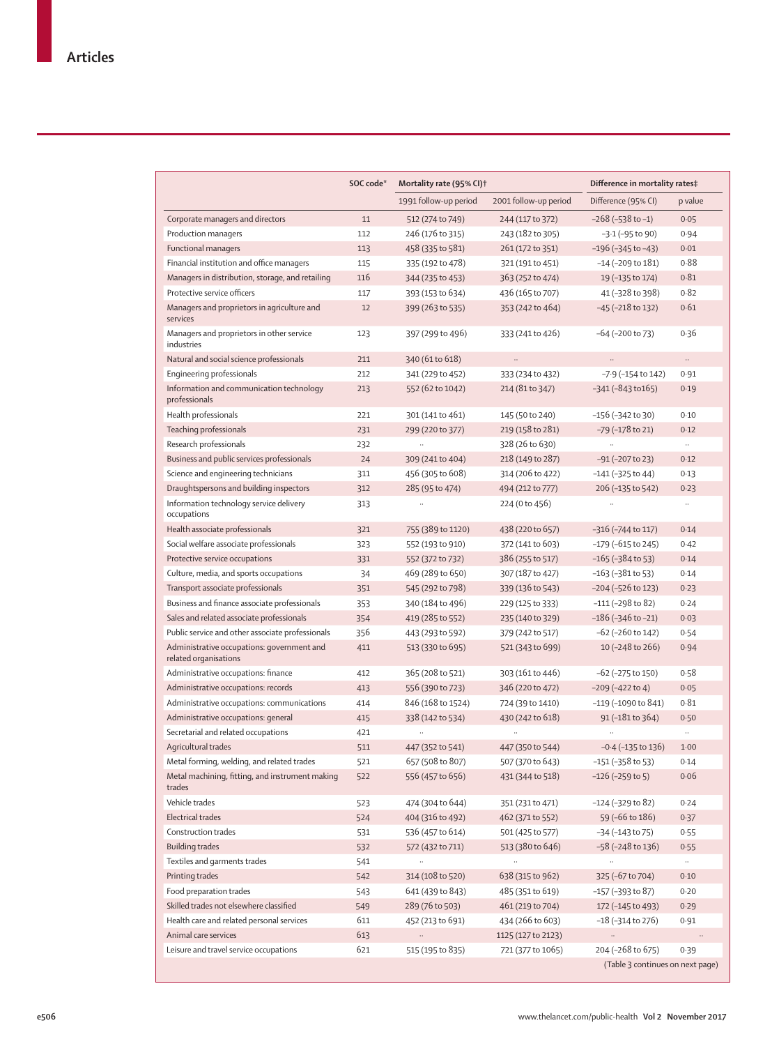| | SOC code* | Mortality rate (95% CI)† | | Difference in mortality rates‡ | |
|---|---|---|---|---|---|
| | | 1991 follow-up period | 2001 follow-up period | Difference (95% CI) | p value |
| Corporate managers and directors | 11 | 512 (274 to 749) | 244 (117 to 372) | −268 (−538 to −1) | 0·05 |
| Production managers | 112 | 246 (176 to 315) | 243 (182 to 305) | −3·1 (−95 to 90) | 0·94 |
| Functional managers | 113 | 458 (335 to 581) | 261 (172 to 351) | −196 (−345 to −43) | 0·01 |
| Financial institution and office managers | 115 | 335 (192 to 478) | 321 (191 to 451) | −14 (−209 to 181) | 0·88 |
| Managers in distribution, storage, and retailing | 116 | 344 (235 to 453) | 363 (252 to 474) | 19 (−135 to 174) | 0·81 |
| Protective service officers | 117 | 393 (153 to 634) | 436 (165 to 707) | 41 (−328 to 398) | 0·82 |
| Managers and proprietors in agriculture and services | 12 | 399 (263 to 535) | 353 (242 to 464) | −45 (−218 to 132) | 0·61 |
| Managers and proprietors in other service industries | 123 | 397 (299 to 496) | 333 (241 to 426) | −64 (−200 to 73) | 0·36 |
| Natural and social science professionals | 211 | 340 (61 to 618) | .. | .. | .. |
| Engineering professionals | 212 | 341 (229 to 452) | 333 (234 to 432) | −7·9 (−154 to 142) | 0·91 |
| Information and communication technology professionals | 213 | 552 (62 to 1042) | 214 (81 to 347) | −341 (−843 to165) | 0·19 |
| Health professionals | 221 | 301 (141 to 461) | 145 (50 to 240) | −156 (−342 to 30) | 0·10 |
| Teaching professionals | 231 | 299 (220 to 377) | 219 (158 to 281) | −79 (−178 to 21) | 0·12 |
| Research professionals | 232 | .. | 328 (26 to 630) | .. | .. |
| Business and public services professionals | 24 | 309 (241 to 404) | 218 (149 to 287) | −91 (−207 to 23) | 0·12 |
| Science and engineering technicians | 311 | 456 (305 to 608) | 314 (206 to 422) | −141 (−325 to 44) | 0·13 |
| Draughtspersons and building inspectors | 312 | 285 (95 to 474) | 494 (212 to 777) | 206 (−135 to 542) | 0·23 |
| Information technology service delivery occupations | 313 | .. | 224 (0 to 456) | .. | .. |
| Health associate professionals | 321 | 755 (389 to 1120) | 438 (220 to 657) | −316 (−744 to 117) | 0·14 |
| Social welfare associate professionals | 323 | 552 (193 to 910) | 372 (141 to 603) | −179 (−615 to 245) | 0·42 |
| Protective service occupations | 331 | 552 (372 to 732) | 386 (255 to 517) | −165 (−384 to 53) | 0·14 |
| Culture, media, and sports occupations | 34 | 469 (289 to 650) | 307 (187 to 427) | −163 (−381 to 53) | 0·14 |
| Transport associate professionals | 351 | 545 (292 to 798) | 339 (136 to 543) | −204 (−526 to 123) | 0·23 |
| Business and finance associate professionals | 353 | 340 (184 to 496) | 229 (125 to 333) | −111 (−298 to 82) | 0·24 |
| Sales and related associate professionals | 354 | 419 (285 to 552) | 235 (140 to 329) | −186 (−346 to −21) | 0·03 |
| Public service and other associate professionals | 356 | 443 (293 to 592) | 379 (242 to 517) | −62 (−260 to 142) | 0·54 |
| Administrative occupations: government and related organisations | 411 | 513 (330 to 695) | 521 (343 to 699) | 10 (−248 to 266) | 0·94 |
| Administrative occupations: finance | 412 | 365 (208 to 521) | 303 (161 to 446) | −62 (−275 to 150) | 0·58 |
| Administrative occupations: records | 413 | 556 (390 to 723) | 346 (220 to 472) | −209 (−422 to 4) | 0·05 |
| Administrative occupations: communications | 414 | 846 (168 to 1524) | 724 (39 to 1410) | −119 (−1090 to 841) | 0·81 |
| Administrative occupations: general | 415 | 338 (142 to 534) | 430 (242 to 618) | 91 (−181 to 364) | 0·50 |
| Secretarial and related occupations | 421 | .. | .. | .. | .. |
| Agricultural trades | 511 | 447 (352 to 541) | 447 (350 to 544) | −0·4 (−135 to 136) | 1·00 |
| Metal forming, welding, and related trades | 521 | 657 (508 to 807) | 507 (370 to 643) | −151 (−358 to 53) | 0·14 |
| Metal machining, fitting, and instrument making trades | 522 | 556 (457 to 656) | 431 (344 to 518) | −126 (−259 to 5) | 0·06 |
| Vehicle trades | 523 | 474 (304 to 644) | 351 (231 to 471) | −124 (−329 to 82) | 0·24 |
| Electrical trades | 524 | 404 (316 to 492) | 462 (371 to 552) | 59 (−66 to 186) | 0·37 |
| Construction trades | 531 | 536 (457 to 614) | 501 (425 to 577) | −34 (−143 to 75) | 0·55 |
| Building trades | 532 | 572 (432 to 711) | 513 (380 to 646) | −58 (−248 to 136) | 0·55 |
| Textiles and garments trades | 541 | .. | .. | .. | .. |
| Printing trades | 542 | 314 (108 to 520) | 638 (315 to 962) | 325 (−67 to 704) | 0·10 |
| Food preparation trades | 543 | 641 (439 to 843) | 485 (351 to 619) | −157 (−393 to 87) | 0·20 |
| Skilled trades not elsewhere classified | 549 | 289 (76 to 503) | 461 (219 to 704) | 172 (−145 to 493) | 0·29 |
| Health care and related personal services | 611 | 452 (213 to 691) | 434 (266 to 603) | −18 (−314 to 276) | 0·91 |
| Animal care services | 613 | .. | 1125 (127 to 2123) | .. | .. |
| Leisure and travel service occupations | 621 | 515 (195 to 835) | 721 (377 to 1065) | 204 (−268 to 675) | 0·39 |

(Table 3 continues on next page)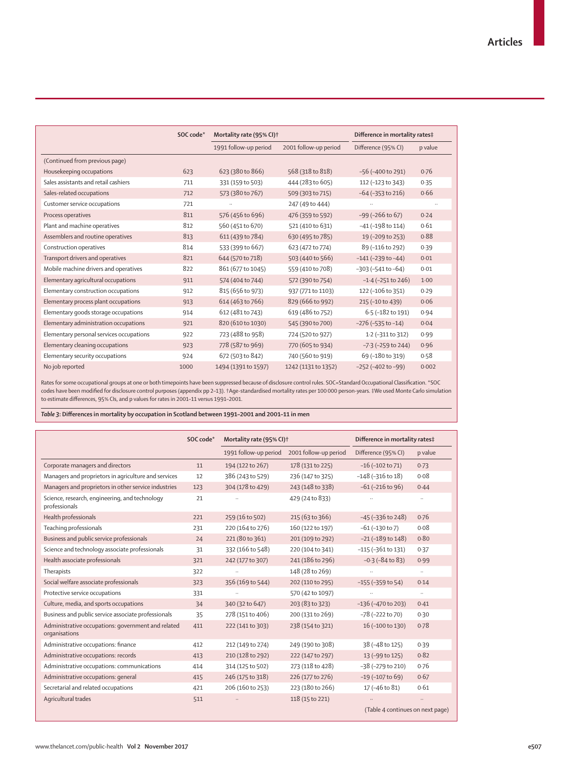| | SOC code* | Mortality rate (95% CI)† | | Difference in mortality rates‡ | |
|---|---|---|---|---|---|
| | | 1991 follow-up period | 2001 follow-up period | Difference (95% CI) | p value |
| (Continued from previous page) | | | | | |
| Housekeeping occupations | 623 | 623 (380 to 866) | 568 (318 to 818) | −56 (−400 to 291) | 0·76 |
| Sales assistants and retail cashiers | 711 | 331 (159 to 503) | 444 (283 to 605) | 112 (−123 to 343) | 0·35 |
| Sales-related occupations | 712 | 573 (380 to 767) | 509 (303 to 715) | −64 (−353 to 216) | 0·66 |
| Customer service occupations | 721 | .. | 247 (49 to 444) | .. | .. |
| Process operatives | 811 | 576 (456 to 696) | 476 (359 to 592) | −99 (−266 to 67) | 0·24 |
| Plant and machine operatives | 812 | 560 (451 to 670) | 521 (410 to 631) | −41 (−198 to 114) | 0·61 |
| Assemblers and routine operatives | 813 | 611 (439 to 784) | 630 (495 to 785) | 19 (−209 to 253) | 0·88 |
| Construction operatives | 814 | 533 (399 to 667) | 623 (472 to 774) | 89 (−116 to 292) | 0·39 |
| Transport drivers and operatives | 821 | 644 (570 to 718) | 503 (440 to 566) | −141 (−239 to −44) | 0·01 |
| Mobile machine drivers and operatives | 822 | 861 (677 to 1045) | 559 (410 to 708) | −303 (−541 to −64) | 0·01 |
| Elementary agricultural occupations | 911 | 574 (404 to 744) | 572 (390 to 754) | −1·4 (−251 to 246) | 1·00 |
| Elementary construction occupations | 912 | 815 (656 to 973) | 937 (771 to 1103) | 122 (−106 to 351) | 0·29 |
| Elementary process plant occupations | 913 | 614 (463 to 766) | 829 (666 to 992) | 215 (−10 to 439) | 0·06 |
| Elementary goods storage occupations | 914 | 612 (481 to 743) | 619 (486 to 752) | 6·5 (−182 to 191) | 0·94 |
| Elementary administration occupations | 921 | 820 (610 to 1030) | 545 (390 to 700) | −276 (−535 to −14) | 0·04 |
| Elementary personal services occupations | 922 | 723 (488 to 958) | 724 (520 to 927) | 1·2 (−311 to 312) | 0·99 |
| Elementary cleaning occupations | 923 | 778 (587 to 969) | 770 (605 to 934) | −7·3 (−259 to 244) | 0·96 |
| Elementary security occupations | 924 | 672 (503 to 842) | 740 (560 to 919) | 69 (−180 to 319) | 0·58 |
| No job reported | 1000 | 1494 (1391 to 1597) | 1242 (1131 to 1352) | −252 (−402 to −99) | 0·002 |

Rates for some occupational groups at one or both timepoints have been suppressed because of disclosure control rules. SOC=Standard Occupational Classification. *SOC codes have been modified for disclosure control purposes (appendix pp 2–13). †Age-standardised mortality rates per 100 000 person-years. ‡We used Monte Carlo simulation to estimate differences, 95% CIs, and p values for rates in 2001–11 versus 1991–2001.

***Table 3:* Differences in mortality by occupation in Scotland between 1991–2001 and 2001–11 in men**

| | SOC code* | Mortality rate (95% CI)† | | Difference in mortality rates‡ | |
|---|---|---|---|---|---|
| | | 1991 follow-up period | 2001 follow-up period | Difference (95% CI) | p value |
| Corporate managers and directors | 11 | 194 (122 to 267) | 178 (131 to 225) | −16 (−102 to 71) | 0·73 |
| Managers and proprietors in agriculture and services | 12 | 386 (243 to 529) | 236 (147 to 325) | −148 (−316 to 18) | 0·08 |
| Managers and proprietors in other service industries | 123 | 304 (178 to 429) | 243 (148 to 338) | −61 (−216 to 96) | 0·44 |
| Science, research, engineering, and technology professionals | 21 | .. | 429 (24 to 833) | .. | .. |
| Health professionals | 221 | 259 (16 to 502) | 215 (63 to 366) | −45 (−336 to 248) | 0·76 |
| Teaching professionals | 231 | 220 (164 to 276) | 160 (122 to 197) | −61 (−130 to 7) | 0·08 |
| Business and public service professionals | 24 | 221 (80 to 361) | 201 (109 to 292) | −21 (−189 to 148) | 0·80 |
| Science and technology associate professionals | 31 | 332 (166 to 548) | 220 (104 to 341) | −115 (−361 to 131) | 0·37 |
| Health associate professionals | 321 | 242 (177 to 307) | 241 (186 to 296) | −0·3 (−84 to 83) | 0·99 |
| Therapists | 322 | .. | 148 (28 to 269) | .. | .. |
| Social welfare associate professionals | 323 | 356 (169 to 544) | 202 (110 to 295) | −155 (−359 to 54) | 0·14 |
| Protective service occupations | 331 | .. | 570 (42 to 1097) | .. | .. |
| Culture, media, and sports occupations | 34 | 340 (32 to 647) | 203 (83 to 323) | −136 (−470 to 203) | 0·41 |
| Business and public service associate professionals | 35 | 278 (151 to 406) | 200 (131 to 269) | −78 (−222 to 70) | 0·30 |
| Administrative occupations: government and related organisations | 411 | 222 (141 to 303) | 238 (154 to 321) | 16 (−100 to 130) | 0·78 |
| Administrative occupations: finance | 412 | 212 (149 to 274) | 249 (190 to 308) | 38 (−48 to 125) | 0·39 |
| Administrative occupations: records | 413 | 210 (128 to 292) | 222 (147 to 297) | 13 (−99 to 125) | 0·82 |
| Administrative occupations: communications | 414 | 314 (125 to 502) | 273 (118 to 428) | −38 (−279 to 210) | 0·76 |
| Administrative occupations: general | 415 | 246 (175 to 318) | 226 (177 to 276) | −19 (−107 to 69) | 0·67 |
| Secretarial and related occupations | 421 | 206 (160 to 253) | 223 (180 to 266) | 17 (−46 to 81) | 0·61 |
| Agricultural trades | 511 | .. | 118 (15 to 221) | .. | .. |

(Table 4 continues on next page)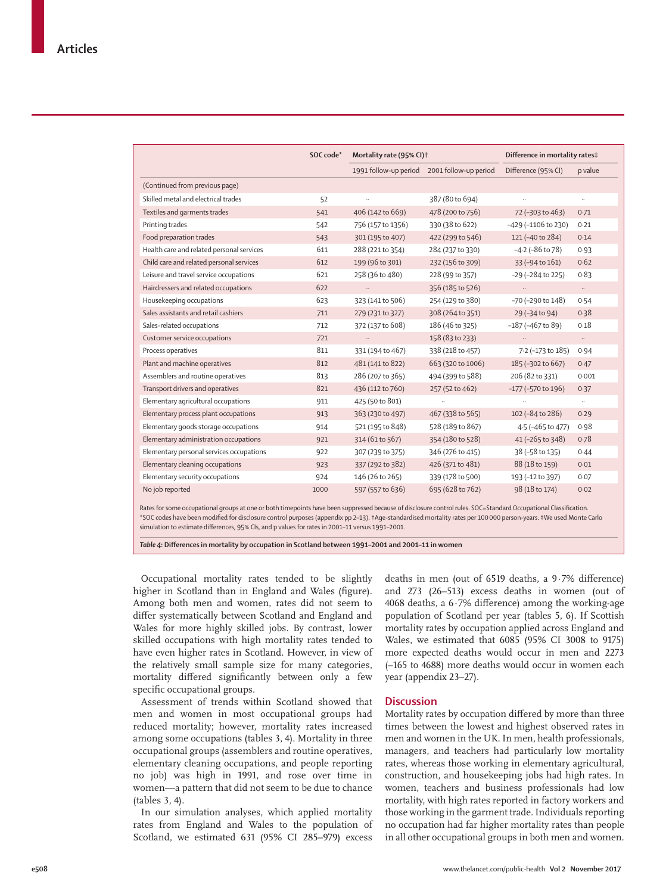| | SOC code* | Mortality rate (95% CI)† | | Difference in mortality rates‡ | |
|---|---|---|---|---|---|
| | | 1991 follow-up period | 2001 follow-up period | Difference (95% CI) | p value |
| (Continued from previous page) | | | | | |
| Skilled metal and electrical trades | 52 | .. | 387 (80 to 694) | .. | .. |
| Textiles and garments trades | 541 | 406 (142 to 669) | 478 (200 to 756) | 72 (–303 to 463) | 0·71 |
| Printing trades | 542 | 756 (157 to 1356) | 330 (38 to 622) | –429 (–1106 to 230) | 0·21 |
| Food preparation trades | 543 | 301 (195 to 407) | 422 (299 to 546) | 121 (–40 to 284) | 0·14 |
| Health care and related personal services | 611 | 288 (221 to 354) | 284 (237 to 330) | –4·2 (–86 to 78) | 0·93 |
| Child care and related personal services | 612 | 199 (96 to 301) | 232 (156 to 309) | 33 (–94 to 161) | 0·62 |
| Leisure and travel service occupations | 621 | 258 (36 to 480) | 228 (99 to 357) | –29 (–284 to 225) | 0·83 |
| Hairdressers and related occupations | 622 | .. | 356 (185 to 526) | .. | .. |
| Housekeeping occupations | 623 | 323 (141 to 506) | 254 (129 to 380) | –70 (–290 to 148) | 0·54 |
| Sales assistants and retail cashiers | 711 | 279 (231 to 327) | 308 (264 to 351) | 29 (–34 to 94) | 0·38 |
| Sales-related occupations | 712 | 372 (137 to 608) | 186 (46 to 325) | –187 (–467 to 89) | 0·18 |
| Customer service occupations | 721 | .. | 158 (83 to 233) | .. | .. |
| Process operatives | 811 | 331 (194 to 467) | 338 (218 to 457) | 7·2 (–173 to 185) | 0·94 |
| Plant and machine operatives | 812 | 481 (141 to 822) | 663 (320 to 1006) | 185 (–302 to 667) | 0·47 |
| Assemblers and routine operatives | 813 | 286 (207 to 365) | 494 (399 to 588) | 206 (82 to 331) | 0·001 |
| Transport drivers and operatives | 821 | 436 (112 to 760) | 257 (52 to 462) | –177 (–570 to 196) | 0·37 |
| Elementary agricultural occupations | 911 | 425 (50 to 801) | .. | .. | .. |
| Elementary process plant occupations | 913 | 363 (230 to 497) | 467 (338 to 565) | 102 (–84 to 286) | 0·29 |
| Elementary goods storage occupations | 914 | 521 (195 to 848) | 528 (189 to 867) | 4·5 (–465 to 477) | 0·98 |
| Elementary administration occupations | 921 | 314 (61 to 567) | 354 (180 to 528) | 41 (–265 to 348) | 0·78 |
| Elementary personal services occupations | 922 | 307 (239 to 375) | 346 (276 to 415) | 38 (–58 to 135) | 0·44 |
| Elementary cleaning occupations | 923 | 337 (292 to 382) | 426 (371 to 481) | 88 (18 to 159) | 0·01 |
| Elementary security occupations | 924 | 146 (26 to 265) | 339 (178 to 500) | 193 (–12 to 397) | 0·07 |
| No job reported | 1000 | 597 (557 to 636) | 695 (628 to 762) | 98 (18 to 174) | 0·02 |

Rates for some occupational groups at one or both timepoints have been suppressed because of disclosure control rules. SOC=Standard Occupational Classification. *SOC codes have been modified for disclosure control purposes (appendix pp 2–13). †Age-standardised mortality rates per 100 000 person-years. ‡We used Monte Carlo simulation to estimate differences, 95% CIs, and p values for rates in 2001–11 versus 1991–2001.

*Table 4:* **Differences in mortality by occupation in Scotland between 1991–2001 and 2001–11 in women**

Occupational mortality rates tended to be slightly higher in Scotland than in England and Wales (figure). Among both men and women, rates did not seem to differ systematically between Scotland and England and Wales for more highly skilled jobs. By contrast, lower skilled occupations with high mortality rates tended to have even higher rates in Scotland. However, in view of the relatively small sample size for many categories, mortality differed significantly between only a few specific occupational groups.

Assessment of trends within Scotland showed that men and women in most occupational groups had reduced mortality; however, mortality rates increased among some occupations (tables 3, 4). Mortality in three occupational groups (assemblers and routine operatives, elementary cleaning occupations, and people reporting no job) was high in 1991, and rose over time in women—a pattern that did not seem to be due to chance (tables 3, 4).

In our simulation analyses, which applied mortality rates from England and Wales to the population of Scotland, we estimated 631 (95% CI 285–979) excess deaths in men (out of 6519 deaths, a 9·7% difference) and 273 (26–513) excess deaths in women (out of 4068 deaths, a 6·7% difference) among the working-age population of Scotland per year (tables 5, 6). If Scottish mortality rates by occupation applied across England and Wales, we estimated that 6085 (95% CI 3008 to 9175) more expected deaths would occur in men and 2273 (–165 to 4688) more deaths would occur in women each year (appendix 23–27).

## Discussion

Mortality rates by occupation differed by more than three times between the lowest and highest observed rates in men and women in the UK. In men, health professionals, managers, and teachers had particularly low mortality rates, whereas those working in elementary agricultural, construction, and housekeeping jobs had high rates. In women, teachers and business professionals had low mortality, with high rates reported in factory workers and those working in the garment trade. Individuals reporting no occupation had far higher mortality rates than people in all other occupational groups in both men and women.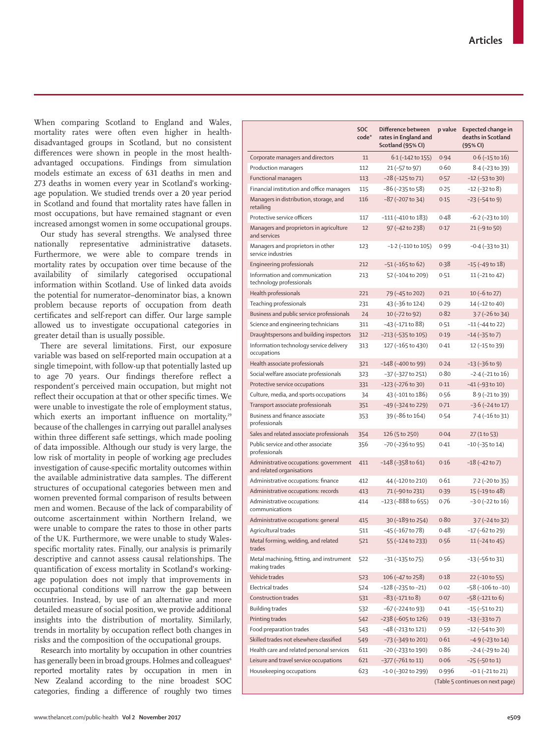When comparing Scotland to England and Wales, mortality rates were often even higher in health-disadvantaged groups in Scotland, but no consistent differences were shown in people in the most health-advantaged occupations. Findings from simulation models estimate an excess of 631 deaths in men and 273 deaths in women every year in Scotland's working-age population. We studied trends over a 20 year period in Scotland and found that mortality rates have fallen in most occupations, but have remained stagnant or even increased amongst women in some occupational groups.

Our study has several strengths. We analysed three nationally representative administrative datasets. Furthermore, we were able to compare trends in mortality rates by occupation over time because of the availability of similarly categorised occupational information within Scotland. Use of linked data avoids the potential for numerator–denominator bias, a known problem because reports of occupation from death certificates and self-report can differ. Our large sample allowed us to investigate occupational categories in greater detail than is usually possible.

There are several limitations. First, our exposure variable was based on self-reported main occupation at a single timepoint, with follow-up that potentially lasted up to age 70 years. Our findings therefore reflect a respondent's perceived main occupation, but might not reflect their occupation at that or other specific times. We were unable to investigate the role of employment status, which exerts an important influence on mortality,[29] because of the challenges in carrying out parallel analyses within three different safe settings, which made pooling of data impossible. Although our study is very large, the low risk of mortality in people of working age precludes investigation of cause-specific mortality outcomes within the available administrative data samples. The different structures of occupational categories between men and women prevented formal comparison of results between men and women. Because of the lack of comparability of outcome ascertainment within Northern Ireland, we were unable to compare the rates to those in other parts of the UK. Furthermore, we were unable to study Wales-specific mortality rates. Finally, our analysis is primarily descriptive and cannot assess causal relationships. The quantification of excess mortality in Scotland's working-age population does not imply that improvements in occupational conditions will narrow the gap between countries. Instead, by use of an alternative and more detailed measure of social position, we provide additional insights into the distribution of mortality. Similarly, trends in mortality by occupation reflect both changes in risks and the composition of the occupational groups.

Research into mortality by occupation in other countries has generally been in broad groups. Holmes and colleagues[6] reported mortality rates by occupation in men in New Zealand according to the nine broadest SOC categories, finding a difference of roughly two times

| | SOC code* | Difference between rates in England and Scotland (95% CI) | p value | Expected change in deaths in Scotland (95% CI) |
|---|---|---|---|---|
| Corporate managers and directors | 11 | 6·1 (–142 to 155) | 0·94 | 0·6 (–15 to 16) |
| Production managers | 112 | 21 (–57 to 97) | 0·60 | 8·4 (–23 to 39) |
| Functional managers | 113 | –28 (–125 to 71) | 0·57 | –12 (–53 to 30) |
| Financial institution and office managers | 115 | –86 (–235 to 58) | 0·25 | –12 (–32 to 8) |
| Managers in distribution, storage, and retailing | 116 | –87 (–207 to 34) | 0·15 | –23 (–54 to 9) |
| Protective service officers | 117 | –111 (–410 to 183) | 0·48 | –6·2 (–23 to 10) |
| Managers and proprietors in agriculture and services | 12 | 97 (–42 to 238) | 0·17 | 21 (–9 to 50) |
| Managers and proprietors in other service industries | 123 | –1·2 (–110 to 105) | 0·99 | –0·4 (–33 to 31) |
| Engineering professionals | 212 | –51 (–165 to 62) | 0·38 | –15 (–49 to 18) |
| Information and communication technology professionals | 213 | 52 (–104 to 209) | 0·51 | 11 (–21 to 42) |
| Health professionals | 221 | 79 (–45 to 202) | 0·21 | 10 (–6 to 27) |
| Teaching professionals | 231 | 43 (–36 to 124) | 0·29 | 14 (–12 to 40) |
| Business and public service professionals | 24 | 10 (–72 to 92) | 0·82 | 3·7 (–26 to 34) |
| Science and engineering technicians | 311 | –43 (–171 to 88) | 0·51 | –11 (–44 to 22) |
| Draughtspersons and building inspectors | 312 | –213 (–535 to 105) | 0·19 | –14 (–35 to 7) |
| Information technology service delivery occupations | 313 | 127 (–165 to 430) | 0·41 | 12 (–15 to 39) |
| Health associate professionals | 321 | –148 (–400 to 99) | 0·24 | –13 (–36 to 9) |
| Social welfare associate professionals | 323 | –37 (–327 to 251) | 0·80 | –2·4 (–21 to 16) |
| Protective service occupations | 331 | –123 (–276 to 30) | 0·11 | –41 (–93 to 10) |
| Culture, media, and sports occupations | 34 | 43 (–101 to 186) | 0·56 | 8·9 (–21 to 39) |
| Transport associate professionals | 351 | –49 (–324 to 229) | 0·71 | –3·6 (–24 to 17) |
| Business and finance associate professionals | 353 | 39 (–86 to 164) | 0·54 | 7·4 (–16 to 31) |
| Sales and related associate professionals | 354 | 126 (5 to 250) | 0·04 | 27 (1 to 53) |
| Public service and other associate professionals | 356 | –70 (–236 to 95) | 0·41 | –10 (–35 to 14) |
| Administrative occupations: government and related organisations | 411 | –148 (–358 to 61) | 0·16 | –18 (–42 to 7) |
| Administrative occupations: finance | 412 | 44 (–120 to 210) | 0·61 | 7·2 (–20 to 35) |
| Administrative occupations: records | 413 | 71 (–90 to 231) | 0·39 | 15 (–19 to 48) |
| Administrative occupations: communications | 414 | –123 (–888 to 655) | 0·76 | –3·0 (–22 to 16) |
| Administrative occupations: general | 415 | 30 (–189 to 254) | 0·80 | 3·7 (–24 to 32) |
| Agricultural trades | 511 | –45 (–167 to 78) | 0·48 | –17 (–62 to 29) |
| Metal forming, welding, and related trades | 521 | 55 (–124 to 233) | 0·56 | 11 (–24 to 45) |
| Metal machining, fitting, and instrument making trades | 522 | –31 (–135 to 75) | 0·56 | –13 (–56 to 31) |
| Vehicle trades | 523 | 106 (–47 to 258) | 0·18 | 22 (–10 to 55) |
| Electrical trades | 524 | –128 (–235 to –21) | 0·02 | –58 (–106 to –10) |
| Construction trades | 531 | –83 (–171 to 8) | 0·07 | –58 (–121 to 6) |
| Building trades | 532 | –67 (–224 to 93) | 0·41 | –15 (–51 to 21) |
| Printing trades | 542 | –238 (–605 to 126) | 0·19 | –13 (–33 to 7) |
| Food preparation trades | 543 | –48 (–213 to 121) | 0·59 | –12 (–54 to 30) |
| Skilled trades not elsewhere classified | 549 | –73 (–349 to 201) | 0·61 | –4·9 (–23 to 14) |
| Health care and related personal services | 611 | –20 (–233 to 190) | 0·86 | –2·4 (–29 to 24) |
| Leisure and travel service occupations | 621 | –377 (–761 to 11) | 0·06 | –25 (–50 to 1) |
| Housekeeping occupations | 623 | –1·0 (–302 to 299) | 0·996 | –0·1 (–21 to 21) |

(Table 5 continues on next page)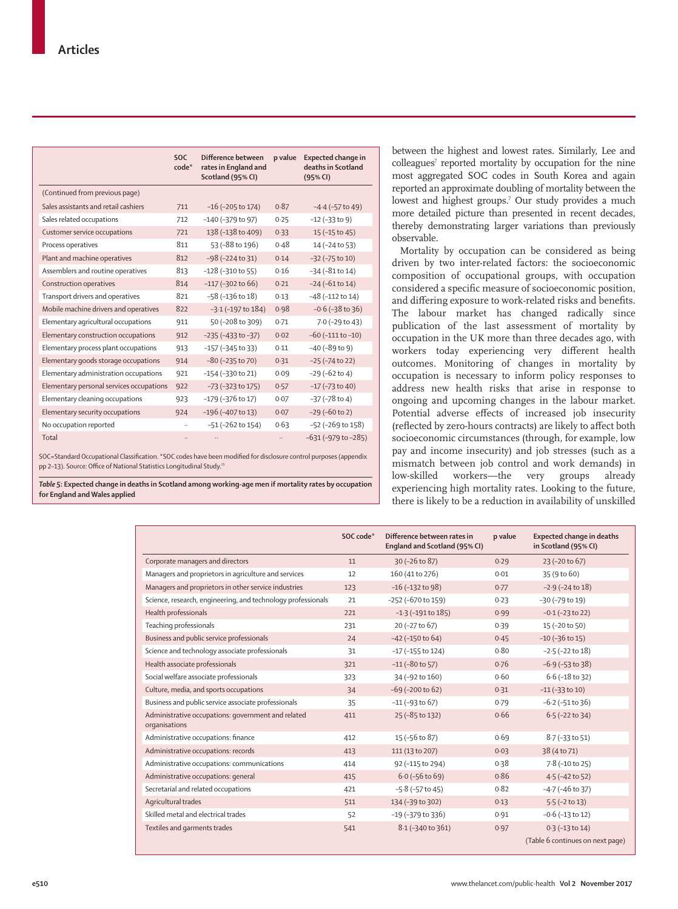| | SOC code* | Difference between rates in England and Scotland (95% CI) | p value | Expected change in deaths in Scotland (95% CI) |
|---|---|---|---|---|
| (Continued from previous page) | | | | |
| Sales assistants and retail cashiers | 711 | −16 (−205 to 174) | 0·87 | −4·4 (−57 to 49) |
| Sales related occupations | 712 | −140 (−379 to 97) | 0·25 | −12 (−33 to 9) |
| Customer service occupations | 721 | 138 (−138 to 409) | 0·33 | 15 (−15 to 45) |
| Process operatives | 811 | 53 (−88 to 196) | 0·48 | 14 (−24 to 53) |
| Plant and machine operatives | 812 | −98 (−224 to 31) | 0·14 | −32 (−75 to 10) |
| Assemblers and routine operatives | 813 | −128 (−310 to 55) | 0·16 | −34 (−81 to 14) |
| Construction operatives | 814 | −117 (−302 to 66) | 0·21 | −24 (−61 to 14) |
| Transport drivers and operatives | 821 | −58 (−136 to 18) | 0·13 | −48 (−112 to 14) |
| Mobile machine drivers and operatives | 822 | −3·1 (−197 to 184) | 0·98 | −0·6 (−38 to 36) |
| Elementary agricultural occupations | 911 | 50 (−208 to 309) | 0·71 | 7·0 (−29 to 43) |
| Elementary construction occupations | 912 | −235 (−433 to −37) | 0·02 | −60 (−111 to −10) |
| Elementary process plant occupations | 913 | −157 (−345 to 33) | 0·11 | −40 (−89 to 9) |
| Elementary goods storage occupations | 914 | −80 (−235 to 70) | 0·31 | −25 (−74 to 22) |
| Elementary administration occupations | 921 | −154 (−330 to 21) | 0·09 | −29 (−62 to 4) |
| Elementary personal services occupations | 922 | −73 (−323 to 175) | 0·57 | −17 (−73 to 40) |
| Elementary cleaning occupations | 923 | −179 (−376 to 17) | 0·07 | −37 (−78 to 4) |
| Elementary security occupations | 924 | −196 (−407 to 13) | 0·07 | −29 (−60 to 2) |
| No occupation reported | .. | −51 (−262 to 154) | 0·63 | −52 (−269 to 158) |
| Total | .. | .. | .. | −631 (−979 to −285) |

SOC=Standard Occupational Classification. *SOC codes have been modified for disclosure control purposes (appendix pp 2–13). Source: Office of National Statistics Longitudinal Study.[25]

*Table 5*: **Expected change in deaths in Scotland among working-age men if mortality rates by occupation for England and Wales applied**

between the highest and lowest rates. Similarly, Lee and colleagues[7] reported mortality by occupation for the nine most aggregated SOC codes in South Korea and again reported an approximate doubling of mortality between the lowest and highest groups.[7] Our study provides a much more detailed picture than presented in recent decades, thereby demonstrating larger variations than previously observable.

Mortality by occupation can be considered as being driven by two inter-related factors: the socioeconomic composition of occupational groups, with occupation considered a specific measure of socioeconomic position, and differing exposure to work-related risks and benefits. The labour market has changed radically since publication of the last assessment of mortality by occupation in the UK more than three decades ago, with workers today experiencing very different health outcomes. Monitoring of changes in mortality by occupation is necessary to inform policy responses to address new health risks that arise in response to ongoing and upcoming changes in the labour market. Potential adverse effects of increased job insecurity (reflected by zero-hours contracts) are likely to affect both socioeconomic circumstances (through, for example, low pay and income insecurity) and job stresses (such as a mismatch between job control and work demands) in low-skilled workers—the very groups already experiencing high mortality rates. Looking to the future, there is likely to be a reduction in availability of unskilled

| | SOC code* | Difference between rates in England and Scotland (95% CI) | p value | Expected change in deaths in Scotland (95% CI) |
|---|---|---|---|---|
| Corporate managers and directors | 11 | 30 (−26 to 87) | 0·29 | 23 (−20 to 67) |
| Managers and proprietors in agriculture and services | 12 | 160 (41 to 276) | 0·01 | 35 (9 to 60) |
| Managers and proprietors in other service industries | 123 | −16 (−132 to 98) | 0·77 | −2·9 (−24 to 18) |
| Science, research, engineering, and technology professionals | 21 | −252 (−670 to 159) | 0·23 | −30 (−79 to 19) |
| Health professionals | 221 | −1·3 (−191 to 185) | 0·99 | −0·1 (−23 to 22) |
| Teaching professionals | 231 | 20 (−27 to 67) | 0·39 | 15 (−20 to 50) |
| Business and public service professionals | 24 | −42 (−150 to 64) | 0·45 | −10 (−36 to 15) |
| Science and technology associate professionals | 31 | −17 (−155 to 124) | 0·80 | −2·5 (−22 to 18) |
| Health associate professionals | 321 | −11 (−80 to 57) | 0·76 | −6·9 (−53 to 38) |
| Social welfare associate professionals | 323 | 34 (−92 to 160) | 0·60 | 6·6 (−18 to 32) |
| Culture, media, and sports occupations | 34 | −69 (−200 to 62) | 0·31 | −11 (−33 to 10) |
| Business and public service associate professionals | 35 | −11 (−93 to 67) | 0·79 | −6·2 (−51 to 36) |
| Administrative occupations: government and related organisations | 411 | 25 (−85 to 132) | 0·66 | 6·5 (−22 to 34) |
| Administrative occupations: finance | 412 | 15 (−56 to 87) | 0·69 | 8·7 (−33 to 51) |
| Administrative occupations: records | 413 | 111 (13 to 207) | 0·03 | 38 (4 to 71) |
| Administrative occupations: communications | 414 | 92 (−115 to 294) | 0·38 | 7·8 (−10 to 25) |
| Administrative occupations: general | 415 | 6·0 (−56 to 69) | 0·86 | 4·5 (−42 to 52) |
| Secretarial and related occupations | 421 | −5·8 (−57 to 45) | 0·82 | −4·7 (−46 to 37) |
| Agricultural trades | 511 | 134 (−39 to 302) | 0·13 | 5·5 (−2 to 13) |
| Skilled metal and electrical trades | 52 | −19 (−379 to 336) | 0·91 | −0·6 (−13 to 12) |
| Textiles and garments trades | 541 | 8·1 (−340 to 361) | 0·97 | 0·3 (−13 to 14) |

(Table 6 continues on next page)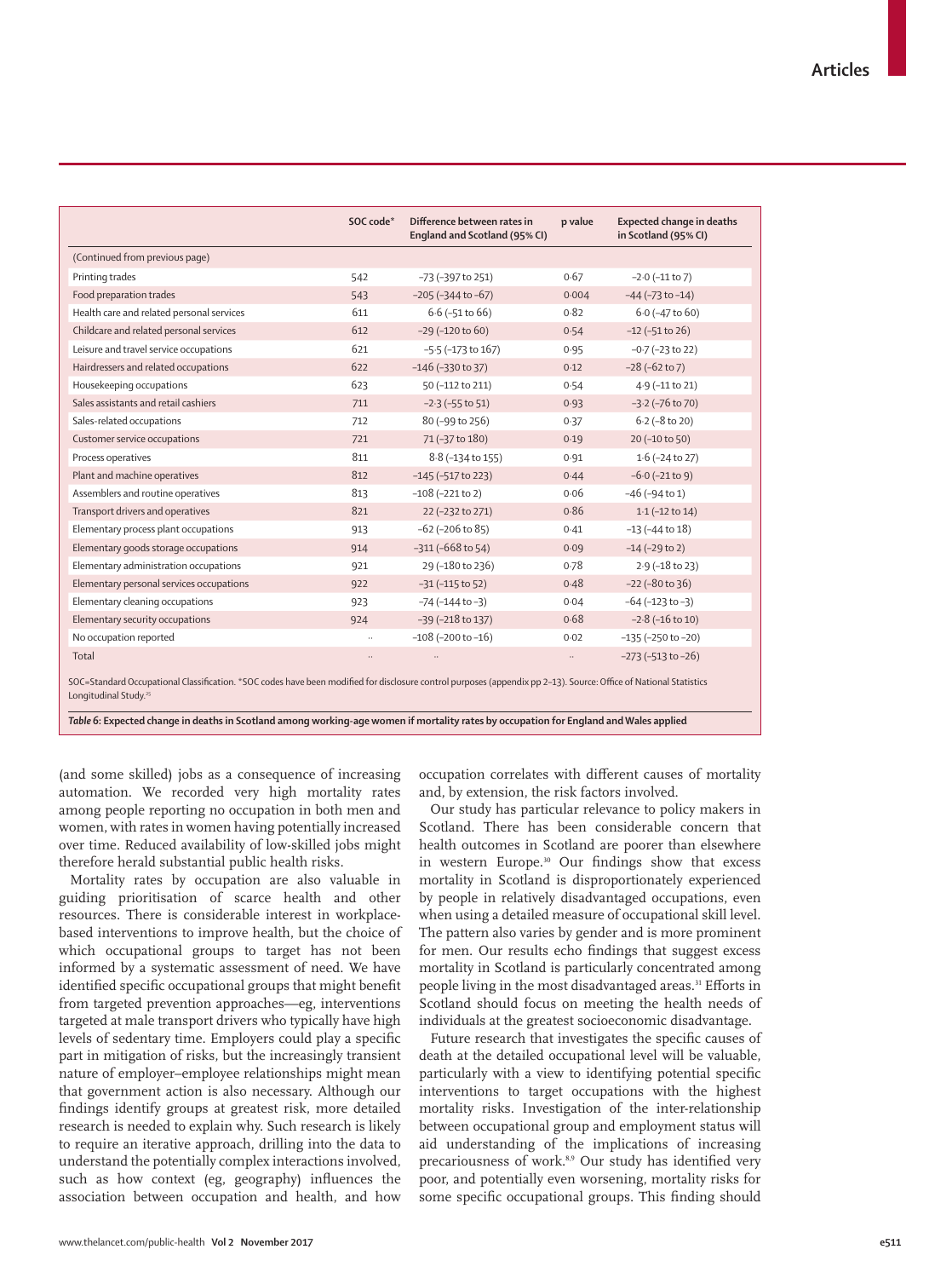| | SOC code* | Difference between rates in England and Scotland (95% CI) | p value | Expected change in deaths in Scotland (95% CI) |
|---|---|---|---|---|
| (Continued from previous page) | | | | |
| Printing trades | 542 | −73 (−397 to 251) | 0·67 | −2·0 (−11 to 7) |
| Food preparation trades | 543 | −205 (−344 to −67) | 0·004 | −44 (−73 to −14) |
| Health care and related personal services | 611 | 6·6 (−51 to 66) | 0·82 | 6·0 (−47 to 60) |
| Childcare and related personal services | 612 | −29 (−120 to 60) | 0·54 | −12 (−51 to 26) |
| Leisure and travel service occupations | 621 | −5·5 (−173 to 167) | 0·95 | −0·7 (−23 to 22) |
| Hairdressers and related occupations | 622 | −146 (−330 to 37) | 0·12 | −28 (−62 to 7) |
| Housekeeping occupations | 623 | 50 (−112 to 211) | 0·54 | 4·9 (−11 to 21) |
| Sales assistants and retail cashiers | 711 | −2·3 (−55 to 51) | 0·93 | −3·2 (−76 to 70) |
| Sales-related occupations | 712 | 80 (−99 to 256) | 0·37 | 6·2 (−8 to 20) |
| Customer service occupations | 721 | 71 (−37 to 180) | 0·19 | 20 (−10 to 50) |
| Process operatives | 811 | 8·8 (−134 to 155) | 0·91 | 1·6 (−24 to 27) |
| Plant and machine operatives | 812 | −145 (−517 to 223) | 0·44 | −6·0 (−21 to 9) |
| Assemblers and routine operatives | 813 | −108 (−221 to 2) | 0·06 | −46 (−94 to 1) |
| Transport drivers and operatives | 821 | 22 (−232 to 271) | 0·86 | 1·1 (−12 to 14) |
| Elementary process plant occupations | 913 | −62 (−206 to 85) | 0·41 | −13 (−44 to 18) |
| Elementary goods storage occupations | 914 | −311 (−668 to 54) | 0·09 | −14 (−29 to 2) |
| Elementary administration occupations | 921 | 29 (−180 to 236) | 0·78 | 2·9 (−18 to 23) |
| Elementary personal services occupations | 922 | −31 (−115 to 52) | 0·48 | −22 (−80 to 36) |
| Elementary cleaning occupations | 923 | −74 (−144 to −3) | 0·04 | −64 (−123 to −3) |
| Elementary security occupations | 924 | −39 (−218 to 137) | 0·68 | −2·8 (−16 to 10) |
| No occupation reported | .. | −108 (−200 to −16) | 0·02 | −135 (−250 to −20) |
| Total | .. | .. | .. | −273 (−513 to −26) |

SOC=Standard Occupational Classification. *SOC codes have been modified for disclosure control purposes (appendix pp 2–13). Source: Office of National Statistics Longitudinal Study.[25]

**Table 6: Expected change in deaths in Scotland among working-age women if mortality rates by occupation for England and Wales applied**

(and some skilled) jobs as a consequence of increasing automation. We recorded very high mortality rates among people reporting no occupation in both men and women, with rates in women having potentially increased over time. Reduced availability of low-skilled jobs might therefore herald substantial public health risks.

Mortality rates by occupation are also valuable in guiding prioritisation of scarce health and other resources. There is considerable interest in workplace-based interventions to improve health, but the choice of which occupational groups to target has not been informed by a systematic assessment of need. We have identified specific occupational groups that might benefit from targeted prevention approaches—eg, interventions targeted at male transport drivers who typically have high levels of sedentary time. Employers could play a specific part in mitigation of risks, but the increasingly transient nature of employer–employee relationships might mean that government action is also necessary. Although our findings identify groups at greatest risk, more detailed research is needed to explain why. Such research is likely to require an iterative approach, drilling into the data to understand the potentially complex interactions involved, such as how context (eg, geography) influences the association between occupation and health, and how occupation correlates with different causes of mortality and, by extension, the risk factors involved.

Our study has particular relevance to policy makers in Scotland. There has been considerable concern that health outcomes in Scotland are poorer than elsewhere in western Europe.[30] Our findings show that excess mortality in Scotland is disproportionately experienced by people in relatively disadvantaged occupations, even when using a detailed measure of occupational skill level. The pattern also varies by gender and is more prominent for men. Our results echo findings that suggest excess mortality in Scotland is particularly concentrated among people living in the most disadvantaged areas.[31] Efforts in Scotland should focus on meeting the health needs of individuals at the greatest socioeconomic disadvantage.

Future research that investigates the specific causes of death at the detailed occupational level will be valuable, particularly with a view to identifying potential specific interventions to target occupations with the highest mortality risks. Investigation of the inter-relationship between occupational group and employment status will aid understanding of the implications of increasing precariousness of work.[8,9] Our study has identified very poor, and potentially even worsening, mortality risks for some specific occupational groups. This finding should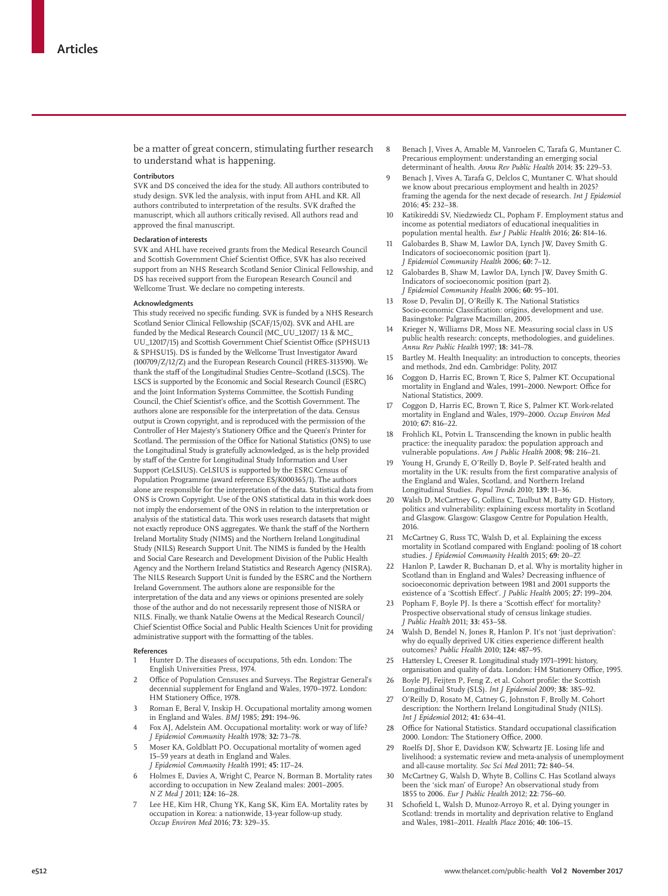be a matter of great concern, stimulating further research to understand what is happening.

#### Contributors

SVK and DS conceived the idea for the study. All authors contributed to study design. SVK led the analysis, with input from AHL and KR. All authors contributed to interpretation of the results. SVK drafted the manuscript, which all authors critically revised. All authors read and approved the final manuscript.

#### Declaration of interests

SVK and AHL have received grants from the Medical Research Council and Scottish Government Chief Scientist Office, SVK has also received support from an NHS Research Scotland Senior Clinical Fellowship, and DS has received support from the European Research Council and Wellcome Trust. We declare no competing interests.

#### Acknowledgments

This study received no specific funding. SVK is funded by a NHS Research Scotland Senior Clinical Fellowship (SCAF/15/02). SVK and AHL are funded by the Medical Research Council (MC_UU_12017/ 13 & MC_UU_12017/15) and Scottish Government Chief Scientist Office (SPHSU13 & SPHSU15). DS is funded by the Wellcome Trust Investigator Award (100709/Z/12/Z) and the European Research Council (HRES-313590). We thank the staff of the Longitudinal Studies Centre–Scotland (LSCS). The LSCS is supported by the Economic and Social Research Council (ESRC) and the Joint Information Systems Committee, the Scottish Funding Council, the Chief Scientist's office, and the Scottish Government. The authors alone are responsible for the interpretation of the data. Census output is Crown copyright, and is reproduced with the permission of the Controller of Her Majesty's Stationery Office and the Queen's Printer for Scotland. The permission of the Office for National Statistics (ONS) to use the Longitudinal Study is gratefully acknowledged, as is the help provided by staff of the Centre for Longitudinal Study Information and User Support (CeLSIUS). CeLSIUS is supported by the ESRC Census of Population Programme (award reference ES/K000365/1). The authors alone are responsible for the interpretation of the data. Statistical data from ONS is Crown Copyright. Use of the ONS statistical data in this work does not imply the endorsement of the ONS in relation to the interpretation or analysis of the statistical data. This work uses research datasets that might not exactly reproduce ONS aggregates. We thank the staff of the Northern Ireland Mortality Study (NIMS) and the Northern Ireland Longitudinal Study (NILS) Research Support Unit. The NIMS is funded by the Health and Social Care Research and Development Division of the Public Health Agency and the Northern Ireland Statistics and Research Agency (NISRA). The NILS Research Support Unit is funded by the ESRC and the Northern Ireland Government. The authors alone are responsible for the interpretation of the data and any views or opinions presented are solely those of the author and do not necessarily represent those of NISRA or NILS. Finally, we thank Natalie Owens at the Medical Research Council/ Chief Scientist Office Social and Public Health Sciences Unit for providing administrative support with the formatting of the tables.

#### References

1. Hunter D. The diseases of occupations, 5th edn. London: The English Universities Press, 1974.
2. Office of Population Censuses and Surveys. The Registrar General's decennial supplement for England and Wales, 1970–1972. London: HM Stationery Office, 1978.
3. Roman E, Beral V, Inskip H. Occupational mortality among women in England and Wales. *BMJ* 1985; **291:** 194–96.
4. Fox AJ, Adelstein AM. Occupational mortality: work or way of life? *J Epidemiol Community Health* 1978; **32:** 73–78.
5. Moser KA, Goldblatt PO. Occupational mortality of women aged 15–59 years at death in England and Wales. *J Epidemiol Community Health* 1991; **45:** 117–24.
6. Holmes E, Davies A, Wright C, Pearce N, Borman B. Mortality rates according to occupation in New Zealand males: 2001–2005. *N Z Med J* 2011; **124:** 16–28.
7. Lee HE, Kim HR, Chung YK, Kang SK, Kim EA. Mortality rates by occupation in Korea: a nationwide, 13-year follow-up study. *Occup Environ Med* 2016; **73:** 329–35.
8. Benach J, Vives A, Amable M, Vanroelen C, Tarafa G, Muntaner C. Precarious employment: understanding an emerging social determinant of health. *Annu Rev Public Health* 2014; **35:** 229–53.
9. Benach J, Vives A, Tarafa G, Delclos C, Muntaner C. What should we know about precarious employment and health in 2025? framing the agenda for the next decade of research. *Int J Epidemiol* 2016; **45:** 232–38.
10. Katikireddi SV, Niedzwiedz CL, Popham F. Employment status and income as potential mediators of educational inequalities in population mental health. *Eur J Public Health* 2016; **26:** 814–16.
11. Galobardes B, Shaw M, Lawlor DA, Lynch JW, Davey Smith G. Indicators of socioeconomic position (part 1). *J Epidemiol Community Health* 2006; **60:** 7–12.
12. Galobardes B, Shaw M, Lawlor DA, Lynch JW, Davey Smith G. Indicators of socioeconomic position (part 2). *J Epidemiol Community Health* 2006; **60:** 95–101.
13. Rose D, Pevalin DJ, O'Reilly K. The National Statistics Socio-economic Classification: origins, development and use. Basingstoke: Palgrave Macmillan, 2005.
14. Krieger N, Williams DR, Moss NE. Measuring social class in US public health research: concepts, methodologies, and guidelines. *Annu Rev Public Health* 1997; **18:** 341–78.
15. Bartley M. Health Inequality: an introduction to concepts, theories and methods, 2nd edn. Cambridge: Polity, 2017.
16. Coggon D, Harris EC, Brown T, Rice S, Palmer KT. Occupational mortality in England and Wales, 1991–2000. Newport: Office for National Statistics, 2009.
17. Coggon D, Harris EC, Brown T, Rice S, Palmer KT. Work-related mortality in England and Wales, 1979–2000. *Occup Environ Med* 2010; **67:** 816–22.
18. Frohlich KL, Potvin L. Transcending the known in public health practice: the inequality paradox: the population approach and vulnerable populations. *Am J Public Health* 2008; **98:** 216–21.
19. Young H, Grundy E, O'Reilly D, Boyle P. Self-rated health and mortality in the UK: results from the first comparative analysis of the England and Wales, Scotland, and Northern Ireland Longitudinal Studies. *Popul Trends* 2010; **139:** 11–36.
20. Walsh D, McCartney G, Collins C, Taulbut M, Batty GD. History, politics and vulnerability: explaining excess mortality in Scotland and Glasgow. Glasgow: Glasgow Centre for Population Health, 2016.
21. McCartney G, Russ TC, Walsh D, et al. Explaining the excess mortality in Scotland compared with England: pooling of 18 cohort studies. *J Epidemiol Community Health* 2015; **69:** 20–27.
22. Hanlon P, Lawder R, Buchanan D, et al. Why is mortality higher in Scotland than in England and Wales? Decreasing influence of socioeconomic deprivation between 1981 and 2001 supports the existence of a 'Scottish Effect'. *J Public Health* 2005; **27:** 199–204.
23. Popham F, Boyle PJ. Is there a 'Scottish effect' for mortality? Prospective observational study of census linkage studies. *J Public Health* 2011; **33:** 453–58.
24. Walsh D, Bendel N, Jones R, Hanlon P. It's not 'just deprivation': why do equally deprived UK cities experience different health outcomes? *Public Health* 2010; **124:** 487–95.
25. Hattersley L, Creeser R. Longitudinal study 1971–1991: history, organisation and quality of data. London: HM Stationery Office, 1995.
26. Boyle PJ, Feijten P, Feng Z, et al. Cohort profile: the Scottish Longitudinal Study (SLS). *Int J Epidemiol* 2009; **38:** 385–92.
27. O'Reilly D, Rosato M, Catney G, Johnston F, Brolly M. Cohort description: the Northern Ireland Longitudinal Study (NILS). *Int J Epidemiol* 2012; **41:** 634–41.
28. Office for National Statistics. Standard occupational classification 2000. London: The Stationery Office, 2000.
29. Roelfs DJ, Shor E, Davidson KW, Schwartz JE. Losing life and livelihood: a systematic review and meta-analysis of unemployment and all-cause mortality. *Soc Sci Med* 2011; **72:** 840–54.
30. McCartney G, Walsh D, Whyte B, Collins C. Has Scotland always been the 'sick man' of Europe? An observational study from 1855 to 2006. *Eur J Public Health* 2012; **22:** 756–60.
31. Schofield L, Walsh D, Munoz-Arroyo R, et al. Dying younger in Scotland: trends in mortality and deprivation relative to England and Wales, 1981–2011. *Health Place* 2016; **40:** 106–15.